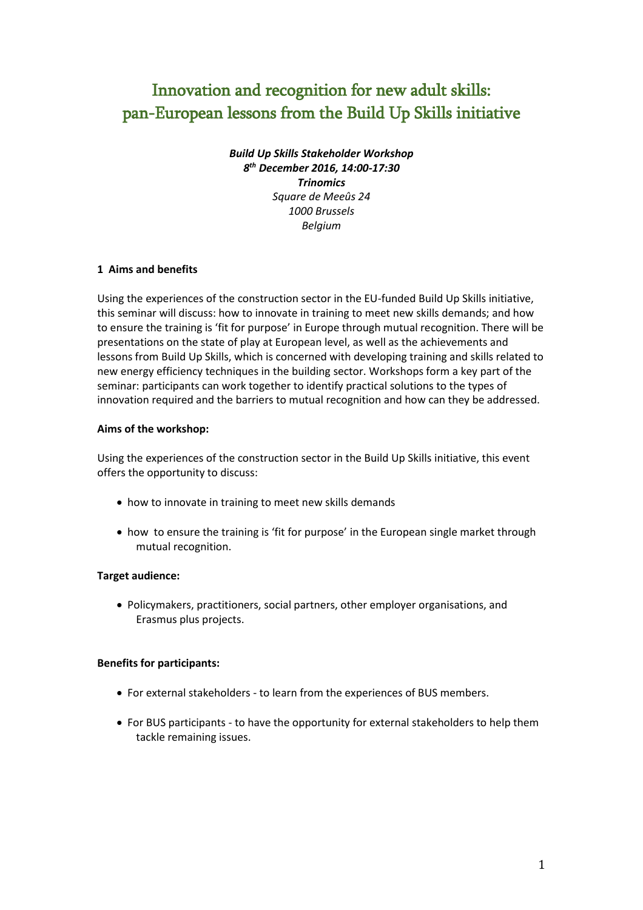# Innovation and recognition for new adult skills: pan-European lessons from the Build Up Skills initiative

***Build Up Skills Stakeholder Workshop***
***8th December 2016, 14:00-17:30***
***Trinomics***
*Square de Meeûs 24*
*1000 Brussels*
*Belgium*

## 1 Aims and benefits

Using the experiences of the construction sector in the EU-funded Build Up Skills initiative, this seminar will discuss: how to innovate in training to meet new skills demands; and how to ensure the training is 'fit for purpose' in Europe through mutual recognition. There will be presentations on the state of play at European level, as well as the achievements and lessons from Build Up Skills, which is concerned with developing training and skills related to new energy efficiency techniques in the building sector. Workshops form a key part of the seminar: participants can work together to identify practical solutions to the types of innovation required and the barriers to mutual recognition and how can they be addressed.

**Aims of the workshop:**

Using the experiences of the construction sector in the Build Up Skills initiative, this event offers the opportunity to discuss:

- how to innovate in training to meet new skills demands
- how to ensure the training is 'fit for purpose' in the European single market through mutual recognition.

**Target audience:**

- Policymakers, practitioners, social partners, other employer organisations, and Erasmus plus projects.

**Benefits for participants:**

- For external stakeholders - to learn from the experiences of BUS members.
- For BUS participants - to have the opportunity for external stakeholders to help them tackle remaining issues.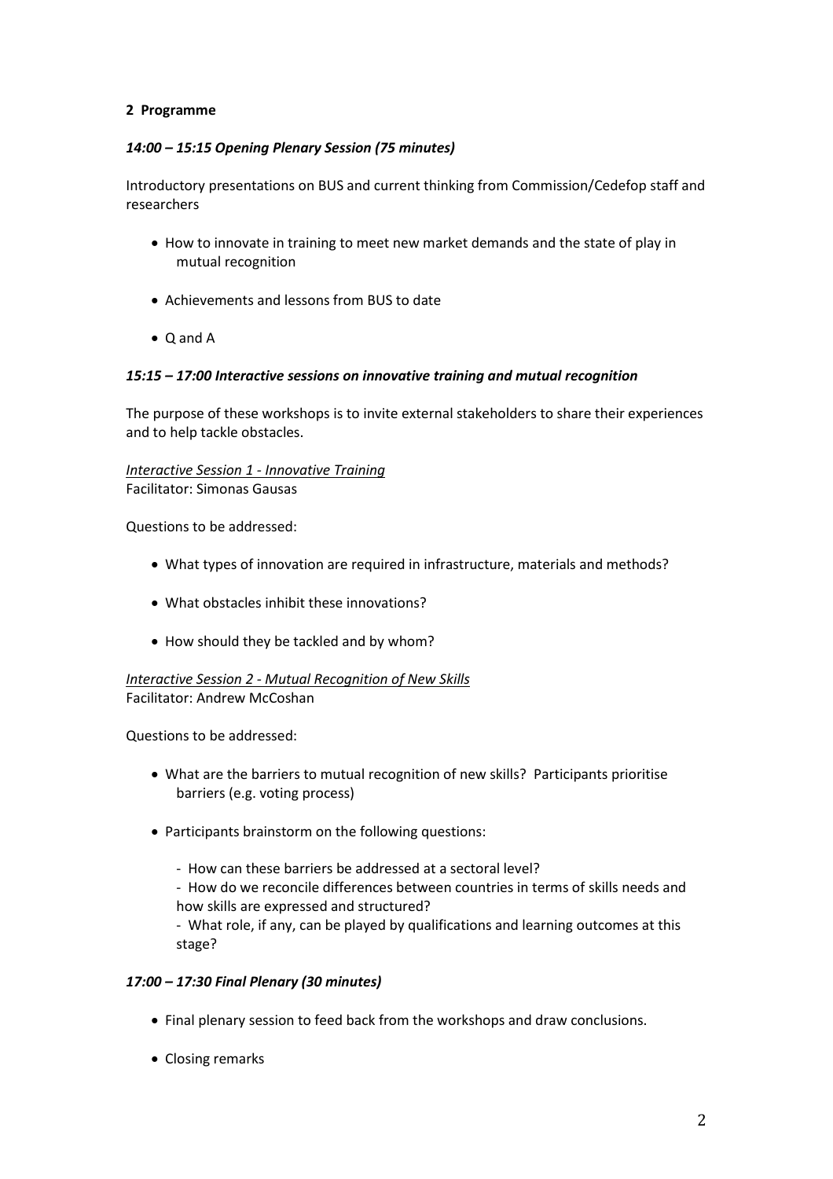## 2 Programme

***14:00 – 15:15 Opening Plenary Session (75 minutes)***

Introductory presentations on BUS and current thinking from Commission/Cedefop staff and researchers

- How to innovate in training to meet new market demands and the state of play in mutual recognition
- Achievements and lessons from BUS to date
- Q and A

***15:15 – 17:00 Interactive sessions on innovative training and mutual recognition***

The purpose of these workshops is to invite external stakeholders to share their experiences and to help tackle obstacles.

*Interactive Session 1 - Innovative Training*
Facilitator: Simonas Gausas

Questions to be addressed:

- What types of innovation are required in infrastructure, materials and methods?
- What obstacles inhibit these innovations?
- How should they be tackled and by whom?

*Interactive Session 2 - Mutual Recognition of New Skills*
Facilitator: Andrew McCoshan

Questions to be addressed:

- What are the barriers to mutual recognition of new skills? Participants prioritise barriers (e.g. voting process)
- Participants brainstorm on the following questions:
  - How can these barriers be addressed at a sectoral level?
  - How do we reconcile differences between countries in terms of skills needs and how skills are expressed and structured?
  - What role, if any, can be played by qualifications and learning outcomes at this stage?

***17:00 – 17:30 Final Plenary (30 minutes)***

- Final plenary session to feed back from the workshops and draw conclusions.
- Closing remarks